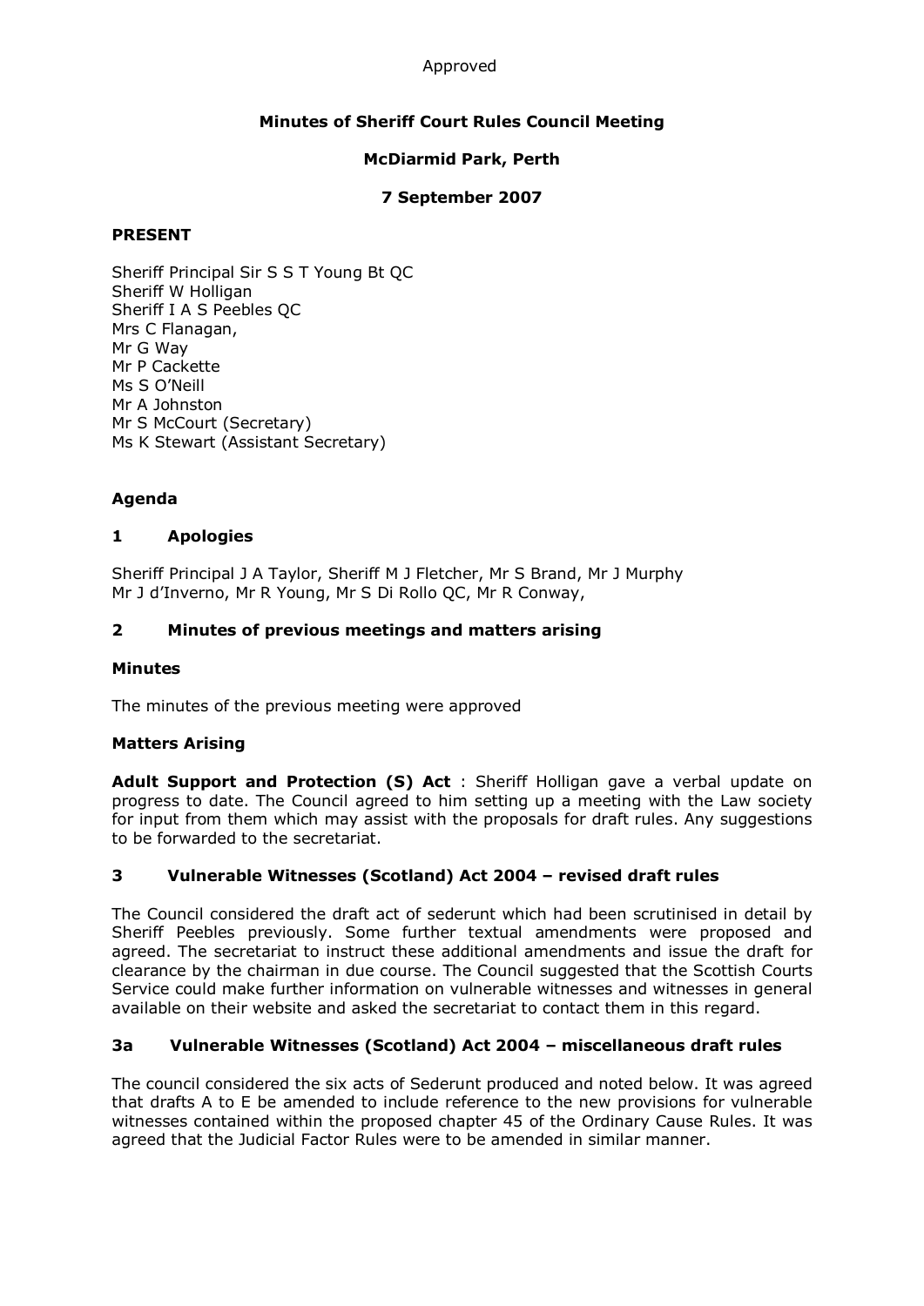Approved

# Minutes of Sheriff Court Rules Council Meeting

## McDiarmid Park, Perth

## 7 September 2007

**PRESENT**

Sheriff Principal Sir S S T Young Bt QC
Sheriff W Holligan
Sheriff I A S Peebles QC
Mrs C Flanagan,
Mr G Way
Mr P Cackette
Ms S O'Neill
Mr A Johnston
Mr S McCourt (Secretary)
Ms K Stewart (Assistant Secretary)

**Agenda**

### 1 Apologies

Sheriff Principal J A Taylor, Sheriff M J Fletcher, Mr S Brand, Mr J Murphy
Mr J d'Inverno, Mr R Young, Mr S Di Rollo QC, Mr R Conway,

### 2 Minutes of previous meetings and matters arising

**Minutes**

The minutes of the previous meeting were approved

**Matters Arising**

**Adult Support and Protection (S) Act** : Sheriff Holligan gave a verbal update on progress to date. The Council agreed to him setting up a meeting with the Law society for input from them which may assist with the proposals for draft rules. Any suggestions to be forwarded to the secretariat.

### 3 Vulnerable Witnesses (Scotland) Act 2004 – revised draft rules

The Council considered the draft act of sederunt which had been scrutinised in detail by Sheriff Peebles previously. Some further textual amendments were proposed and agreed. The secretariat to instruct these additional amendments and issue the draft for clearance by the chairman in due course. The Council suggested that the Scottish Courts Service could make further information on vulnerable witnesses and witnesses in general available on their website and asked the secretariat to contact them in this regard.

### 3a Vulnerable Witnesses (Scotland) Act 2004 – miscellaneous draft rules

The council considered the six acts of Sederunt produced and noted below. It was agreed that drafts A to E be amended to include reference to the new provisions for vulnerable witnesses contained within the proposed chapter 45 of the Ordinary Cause Rules. It was agreed that the Judicial Factor Rules were to be amended in similar manner.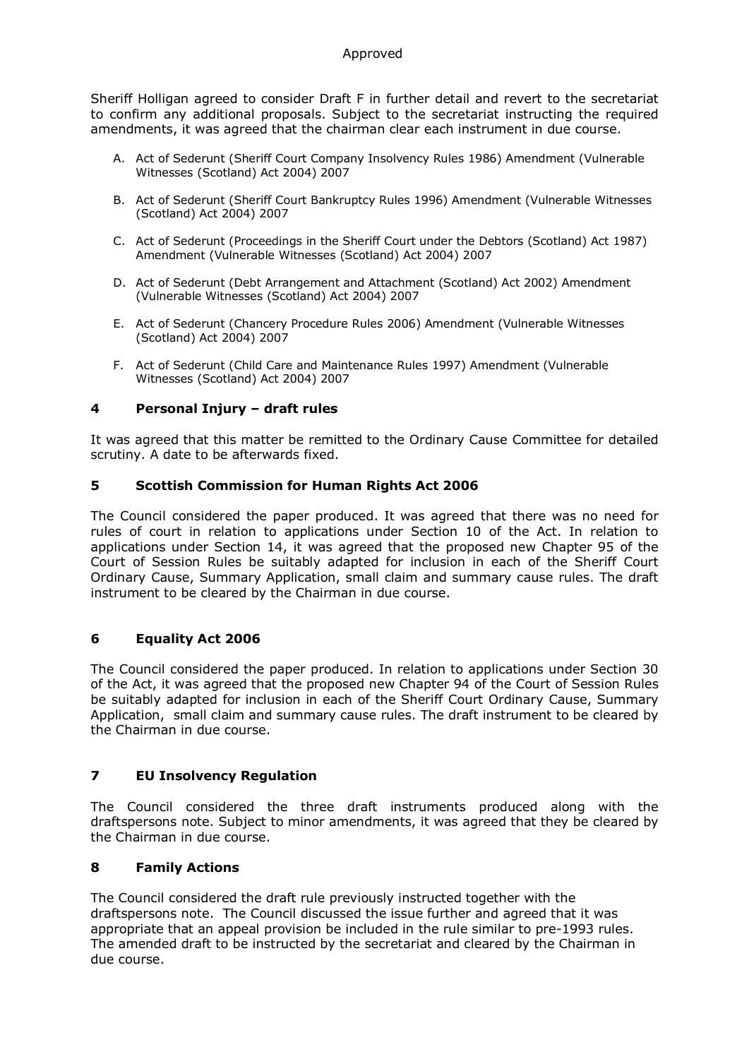Sheriff Holligan agreed to consider Draft F in further detail and revert to the secretariat to confirm any additional proposals. Subject to the secretariat instructing the required amendments, it was agreed that the chairman clear each instrument in due course.

A. Act of Sederunt (Sheriff Court Company Insolvency Rules 1986) Amendment (Vulnerable Witnesses (Scotland) Act 2004) 2007

B. Act of Sederunt (Sheriff Court Bankruptcy Rules 1996) Amendment (Vulnerable Witnesses (Scotland) Act 2004) 2007

C. Act of Sederunt (Proceedings in the Sheriff Court under the Debtors (Scotland) Act 1987) Amendment (Vulnerable Witnesses (Scotland) Act 2004) 2007

D. Act of Sederunt (Debt Arrangement and Attachment (Scotland) Act 2002) Amendment (Vulnerable Witnesses (Scotland) Act 2004) 2007

E. Act of Sederunt (Chancery Procedure Rules 2006) Amendment (Vulnerable Witnesses (Scotland) Act 2004) 2007

F. Act of Sederunt (Child Care and Maintenance Rules 1997) Amendment (Vulnerable Witnesses (Scotland) Act 2004) 2007

## 4 Personal Injury – draft rules

It was agreed that this matter be remitted to the Ordinary Cause Committee for detailed scrutiny. A date to be afterwards fixed.

## 5 Scottish Commission for Human Rights Act 2006

The Council considered the paper produced. It was agreed that there was no need for rules of court in relation to applications under Section 10 of the Act. In relation to applications under Section 14, it was agreed that the proposed new Chapter 95 of the Court of Session Rules be suitably adapted for inclusion in each of the Sheriff Court Ordinary Cause, Summary Application, small claim and summary cause rules. The draft instrument to be cleared by the Chairman in due course.

## 6 Equality Act 2006

The Council considered the paper produced. In relation to applications under Section 30 of the Act, it was agreed that the proposed new Chapter 94 of the Court of Session Rules be suitably adapted for inclusion in each of the Sheriff Court Ordinary Cause, Summary Application, small claim and summary cause rules. The draft instrument to be cleared by the Chairman in due course.

## 7 EU Insolvency Regulation

The Council considered the three draft instruments produced along with the draftspersons note. Subject to minor amendments, it was agreed that they be cleared by the Chairman in due course.

## 8 Family Actions

The Council considered the draft rule previously instructed together with the draftspersons note. The Council discussed the issue further and agreed that it was appropriate that an appeal provision be included in the rule similar to pre-1993 rules. The amended draft to be instructed by the secretariat and cleared by the Chairman in due course.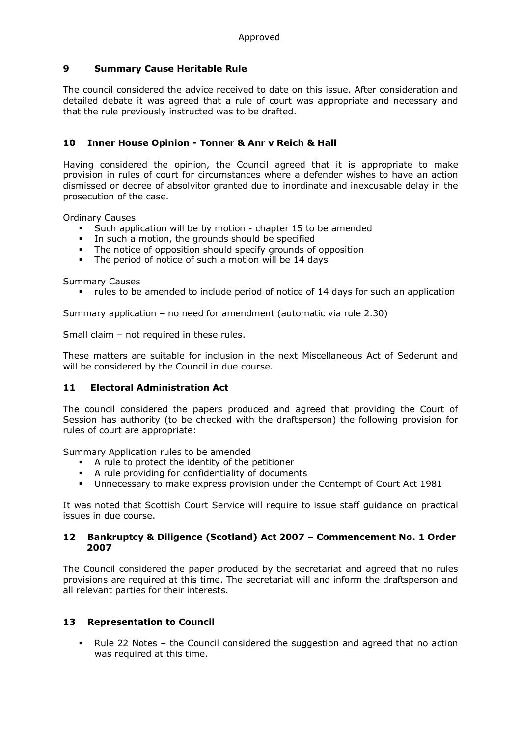Approved

### 9 Summary Cause Heritable Rule

The council considered the advice received to date on this issue. After consideration and detailed debate it was agreed that a rule of court was appropriate and necessary and that the rule previously instructed was to be drafted.

### 10 Inner House Opinion - Tonner & Anr v Reich & Hall

Having considered the opinion, the Council agreed that it is appropriate to make provision in rules of court for circumstances where a defender wishes to have an action dismissed or decree of absolvitor granted due to inordinate and inexcusable delay in the prosecution of the case.

Ordinary Causes

- Such application will be by motion - chapter 15 to be amended
- In such a motion, the grounds should be specified
- The notice of opposition should specify grounds of opposition
- The period of notice of such a motion will be 14 days

Summary Causes

- rules to be amended to include period of notice of 14 days for such an application

Summary application – no need for amendment (automatic via rule 2.30)

Small claim – not required in these rules.

These matters are suitable for inclusion in the next Miscellaneous Act of Sederunt and will be considered by the Council in due course.

### 11 Electoral Administration Act

The council considered the papers produced and agreed that providing the Court of Session has authority (to be checked with the draftsperson) the following provision for rules of court are appropriate:

Summary Application rules to be amended

- A rule to protect the identity of the petitioner
- A rule providing for confidentiality of documents
- Unnecessary to make express provision under the Contempt of Court Act 1981

It was noted that Scottish Court Service will require to issue staff guidance on practical issues in due course.

### 12 Bankruptcy & Diligence (Scotland) Act 2007 – Commencement No. 1 Order 2007

The Council considered the paper produced by the secretariat and agreed that no rules provisions are required at this time. The secretariat will and inform the draftsperson and all relevant parties for their interests.

### 13 Representation to Council

- Rule 22 Notes – the Council considered the suggestion and agreed that no action was required at this time.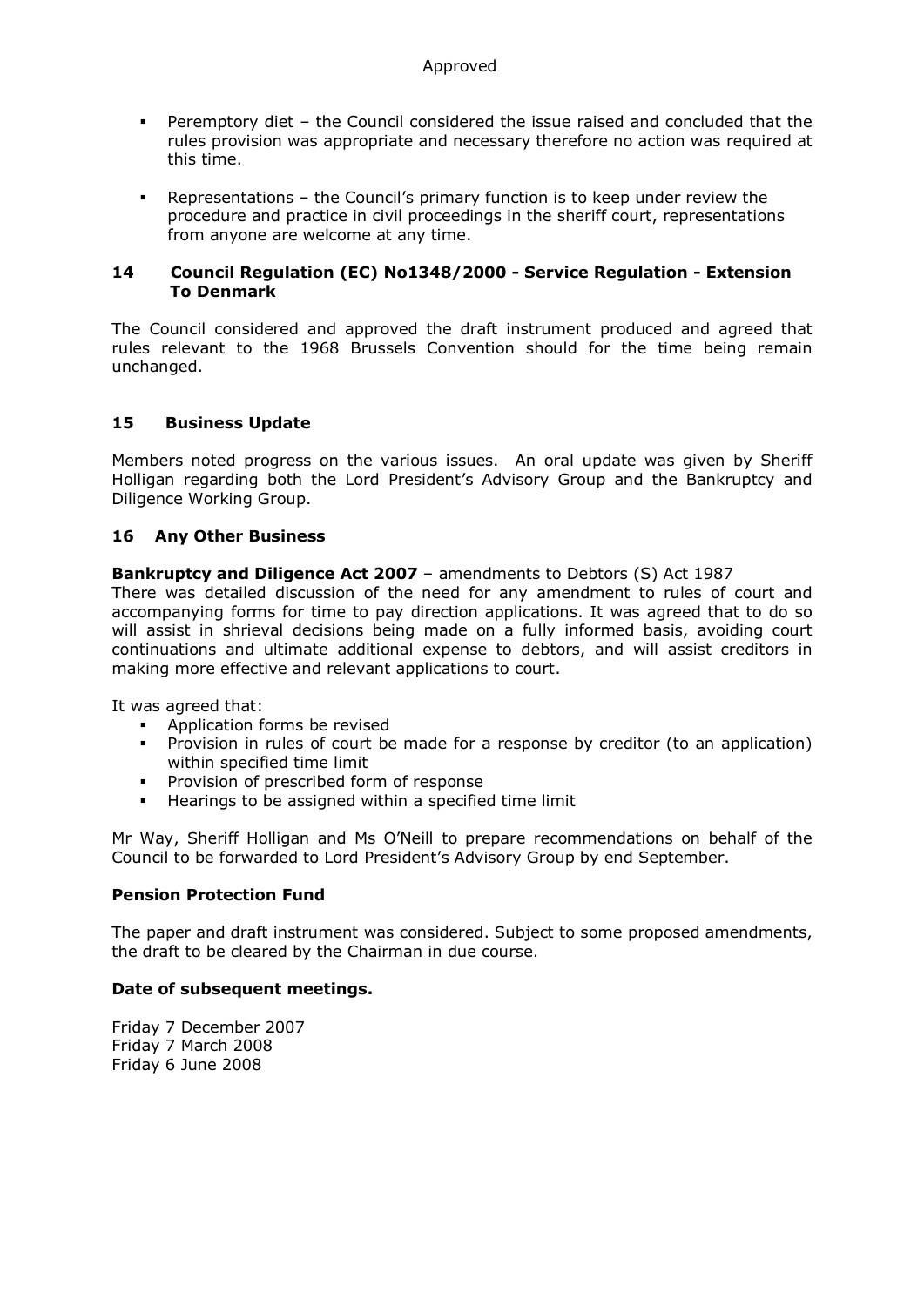- Peremptory diet – the Council considered the issue raised and concluded that the rules provision was appropriate and necessary therefore no action was required at this time.

- Representations – the Council's primary function is to keep under review the procedure and practice in civil proceedings in the sheriff court, representations from anyone are welcome at any time.

### 14 Council Regulation (EC) No1348/2000 - Service Regulation - Extension To Denmark

The Council considered and approved the draft instrument produced and agreed that rules relevant to the 1968 Brussels Convention should for the time being remain unchanged.

### 15 Business Update

Members noted progress on the various issues. An oral update was given by Sheriff Holligan regarding both the Lord President's Advisory Group and the Bankruptcy and Diligence Working Group.

### 16 Any Other Business

**Bankruptcy and Diligence Act 2007** – amendments to Debtors (S) Act 1987

There was detailed discussion of the need for any amendment to rules of court and accompanying forms for time to pay direction applications. It was agreed that to do so will assist in shrieval decisions being made on a fully informed basis, avoiding court continuations and ultimate additional expense to debtors, and will assist creditors in making more effective and relevant applications to court.

It was agreed that:

- Application forms be revised
- Provision in rules of court be made for a response by creditor (to an application) within specified time limit
- Provision of prescribed form of response
- Hearings to be assigned within a specified time limit

Mr Way, Sheriff Holligan and Ms O'Neill to prepare recommendations on behalf of the Council to be forwarded to Lord President's Advisory Group by end September.

**Pension Protection Fund**

The paper and draft instrument was considered. Subject to some proposed amendments, the draft to be cleared by the Chairman in due course.

**Date of subsequent meetings.**

Friday 7 December 2007
Friday 7 March 2008
Friday 6 June 2008